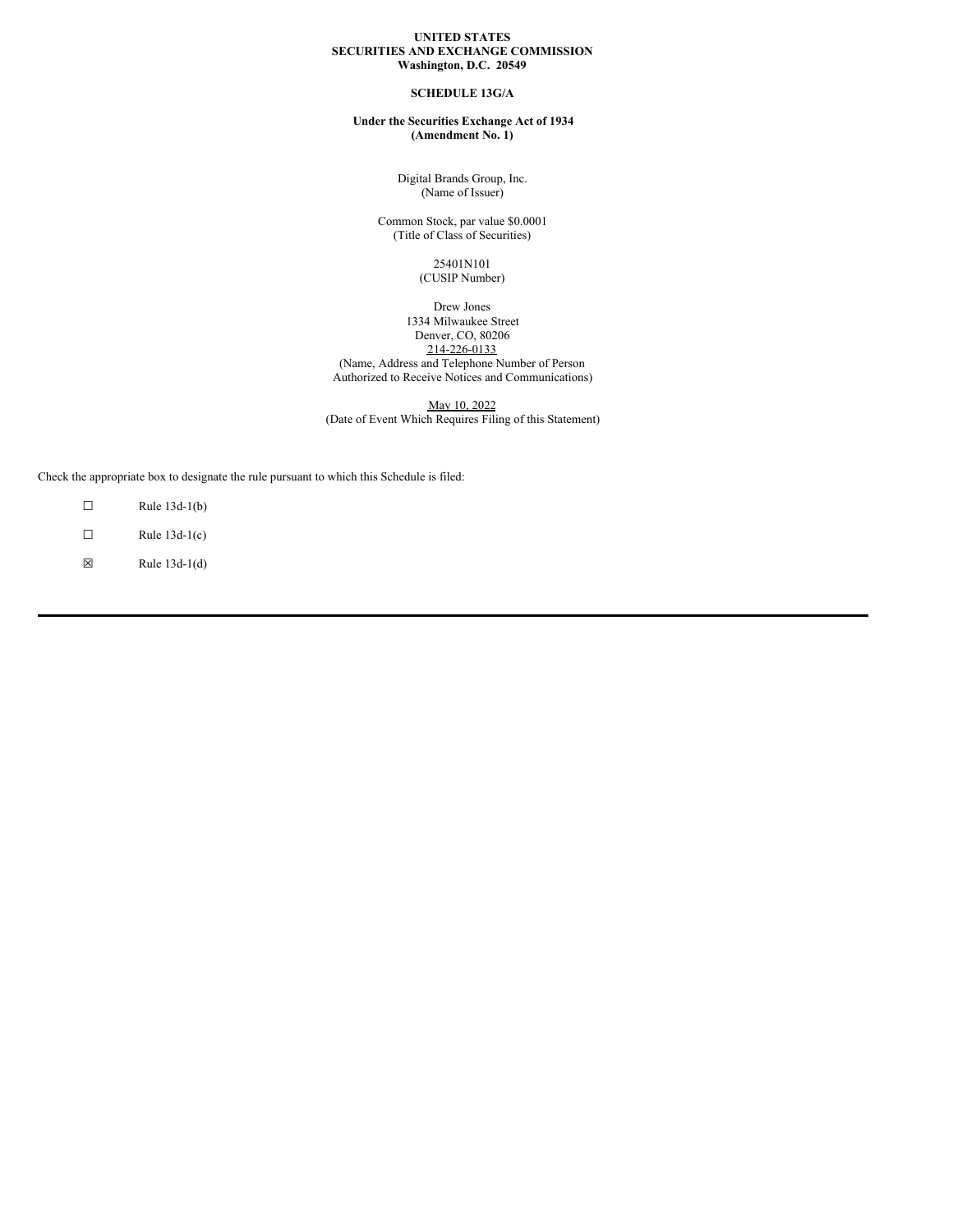**UNITED STATES**
**SECURITIES AND EXCHANGE COMMISSION**
**Washington, D.C. 20549**

**SCHEDULE 13G/A**

**Under the Securities Exchange Act of 1934**
**(Amendment No. 1)**

Digital Brands Group, Inc.
(Name of Issuer)

Common Stock, par value $0.0001
(Title of Class of Securities)

25401N101
(CUSIP Number)

Drew Jones
1334 Milwaukee Street
Denver, CO, 80206
214-226-0133
(Name, Address and Telephone Number of Person Authorized to Receive Notices and Communications)

May 10, 2022
(Date of Event Which Requires Filing of this Statement)

Check the appropriate box to designate the rule pursuant to which this Schedule is filed:

☐ Rule 13d-1(b)

☐ Rule 13d-1(c)

☒ Rule 13d-1(d)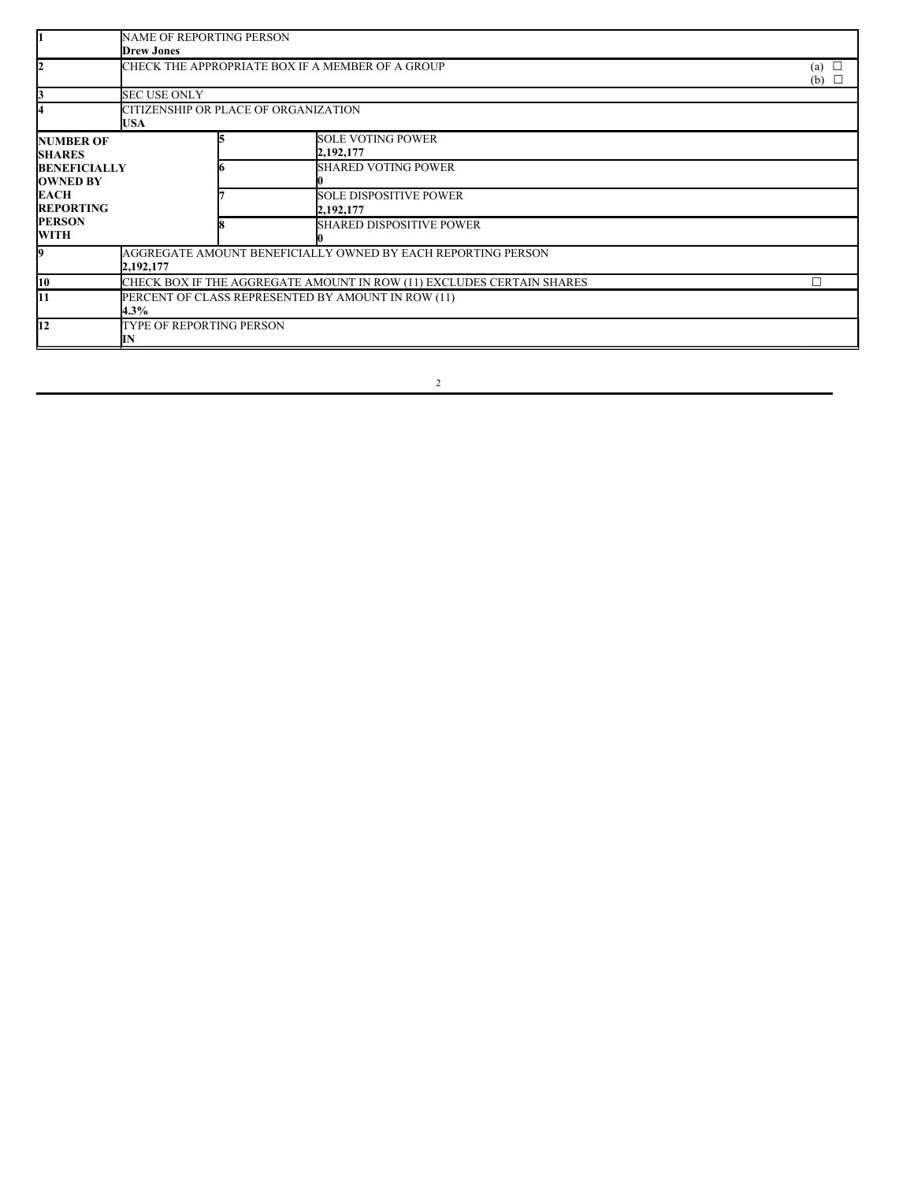| | | | |
|---|---|---|---|
| 1 | NAME OF REPORTING PERSON<br>**Drew Jones** | | |
| 2 | CHECK THE APPROPRIATE BOX IF A MEMBER OF A GROUP | | (a) ☐<br>(b) ☐ |
| 3 | SEC USE ONLY | | |
| 4 | CITIZENSHIP OR PLACE OF ORGANIZATION<br>**USA** | | |
| **NUMBER OF SHARES BENEFICIALLY OWNED BY EACH REPORTING PERSON WITH** | 5 | SOLE VOTING POWER<br>**2,192,177** | |
| | 6 | SHARED VOTING POWER<br>**0** | |
| | 7 | SOLE DISPOSITIVE POWER<br>**2,192,177** | |
| | 8 | SHARED DISPOSITIVE POWER<br>**0** | |
| 9 | AGGREGATE AMOUNT BENEFICIALLY OWNED BY EACH REPORTING PERSON<br>**2,192,177** | | |
| 10 | CHECK BOX IF THE AGGREGATE AMOUNT IN ROW (11) EXCLUDES CERTAIN SHARES | | ☐ |
| 11 | PERCENT OF CLASS REPRESENTED BY AMOUNT IN ROW (11)<br>**4.3%** | | |
| 12 | TYPE OF REPORTING PERSON<br>**IN** | | |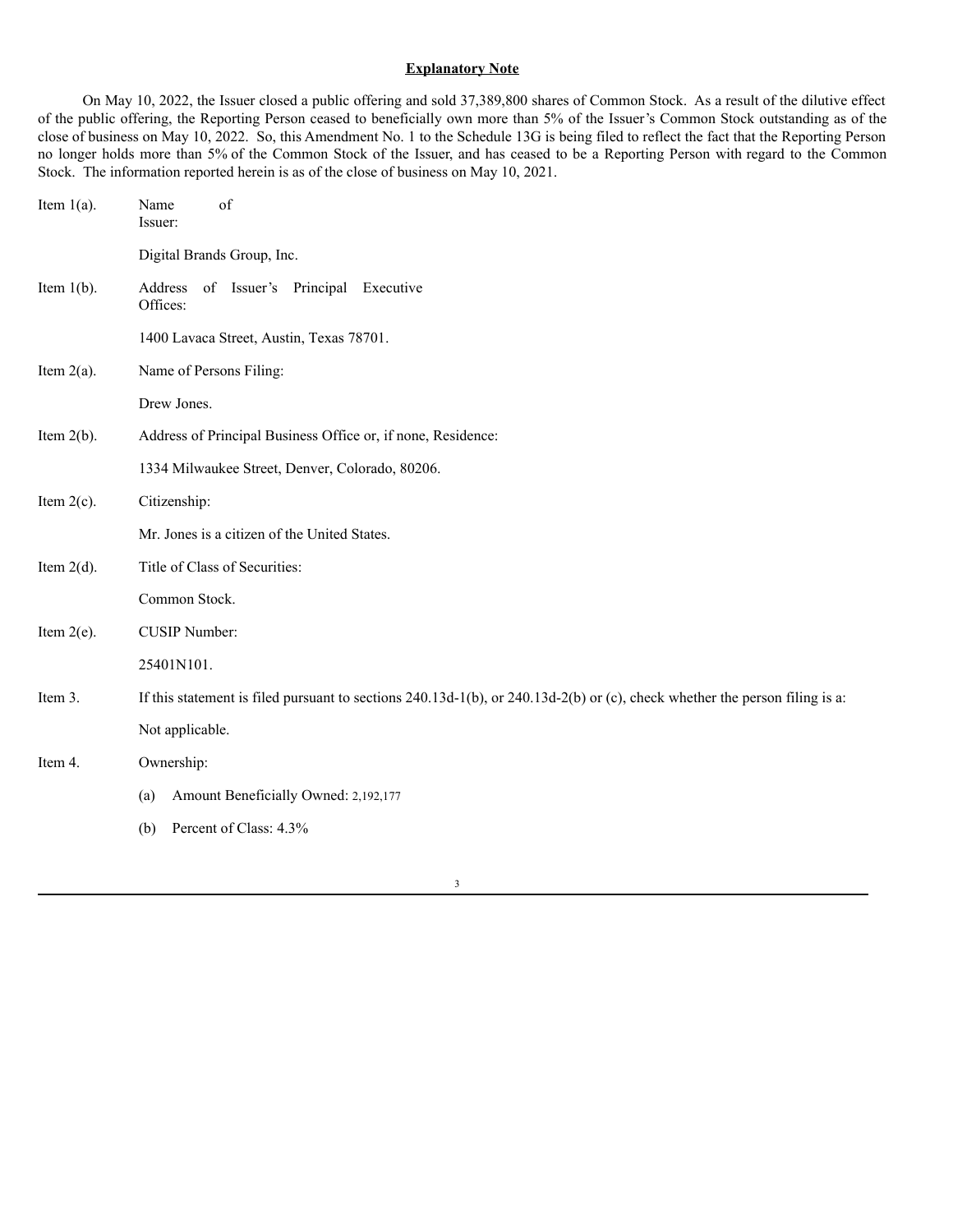**Explanatory Note**

On May 10, 2022, the Issuer closed a public offering and sold 37,389,800 shares of Common Stock. As a result of the dilutive effect of the public offering, the Reporting Person ceased to beneficially own more than 5% of the Issuer's Common Stock outstanding as of the close of business on May 10, 2022. So, this Amendment No. 1 to the Schedule 13G is being filed to reflect the fact that the Reporting Person no longer holds more than 5% of the Common Stock of the Issuer, and has ceased to be a Reporting Person with regard to the Common Stock. The information reported herein is as of the close of business on May 10, 2021.

Item 1(a). Name of Issuer:

Digital Brands Group, Inc.

Item 1(b). Address of Issuer's Principal Executive Offices:

1400 Lavaca Street, Austin, Texas 78701.

Item 2(a). Name of Persons Filing:

Drew Jones.

Item 2(b). Address of Principal Business Office or, if none, Residence:

1334 Milwaukee Street, Denver, Colorado, 80206.

Item 2(c). Citizenship:

Mr. Jones is a citizen of the United States.

Item 2(d). Title of Class of Securities:

Common Stock.

Item 2(e). CUSIP Number:

25401N101.

Item 3. If this statement is filed pursuant to sections 240.13d-1(b), or 240.13d-2(b) or (c), check whether the person filing is a:

Not applicable.

Item 4. Ownership:

(a) Amount Beneficially Owned: 2,192,177

(b) Percent of Class: 4.3%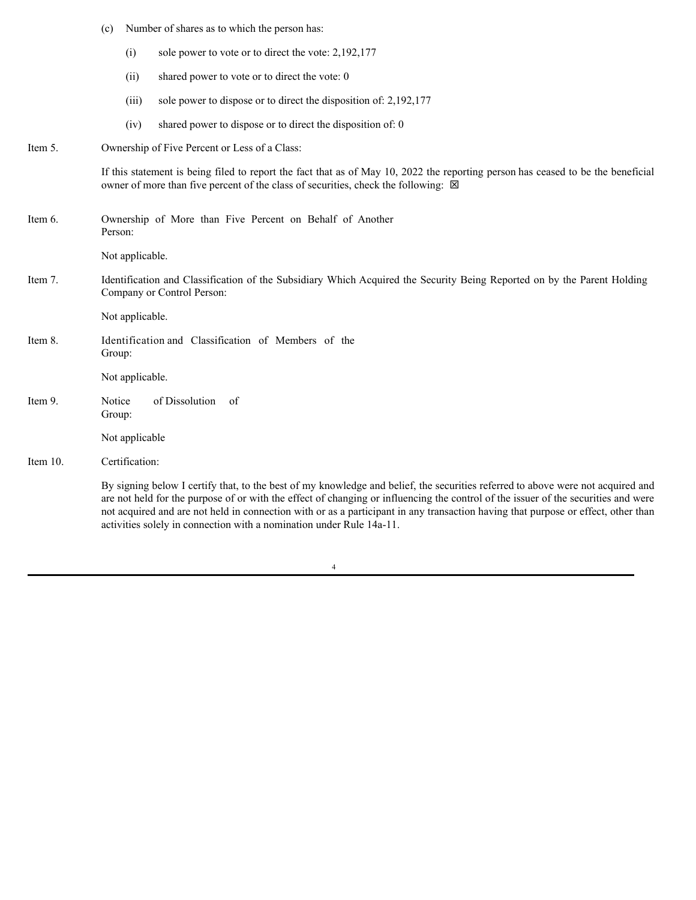(c) Number of shares as to which the person has:

(i) sole power to vote or to direct the vote: 2,192,177

(ii) shared power to vote or to direct the vote: 0

(iii) sole power to dispose or to direct the disposition of: 2,192,177

(iv) shared power to dispose or to direct the disposition of: 0

Item 5. Ownership of Five Percent or Less of a Class:

If this statement is being filed to report the fact that as of May 10, 2022 the reporting person has ceased to be the beneficial owner of more than five percent of the class of securities, check the following: ☒

Item 6. Ownership of More than Five Percent on Behalf of Another Person:

Not applicable.

Item 7. Identification and Classification of the Subsidiary Which Acquired the Security Being Reported on by the Parent Holding Company or Control Person:

Not applicable.

Item 8. Identification and Classification of Members of the Group:

Not applicable.

Item 9. Notice of Dissolution of Group:

Not applicable

Item 10. Certification:

By signing below I certify that, to the best of my knowledge and belief, the securities referred to above were not acquired and are not held for the purpose of or with the effect of changing or influencing the control of the issuer of the securities and were not acquired and are not held in connection with or as a participant in any transaction having that purpose or effect, other than activities solely in connection with a nomination under Rule 14a-11.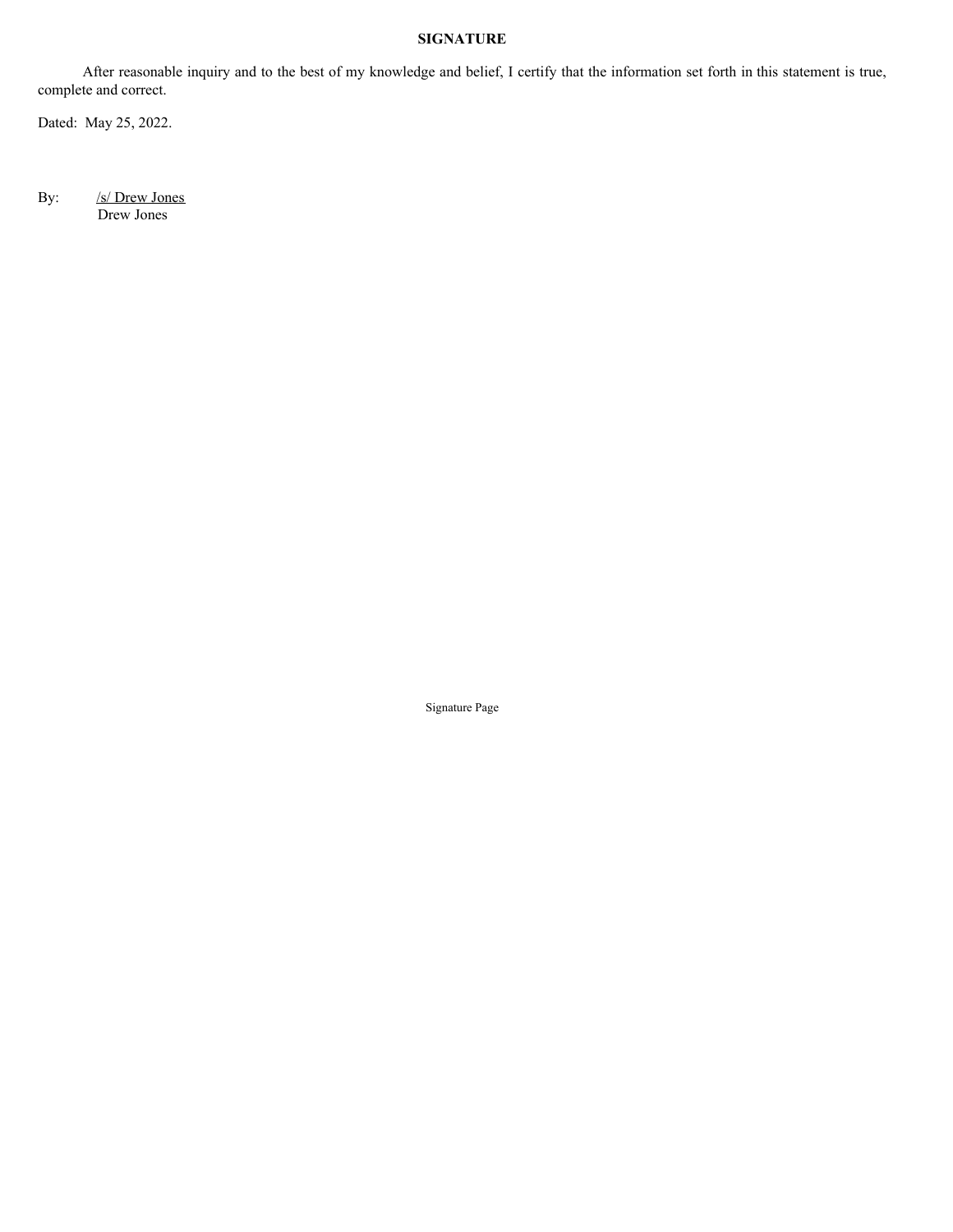**SIGNATURE**

After reasonable inquiry and to the best of my knowledge and belief, I certify that the information set forth in this statement is true, complete and correct.

Dated: May 25, 2022.

By: /s/ Drew Jones
Drew Jones

Signature Page